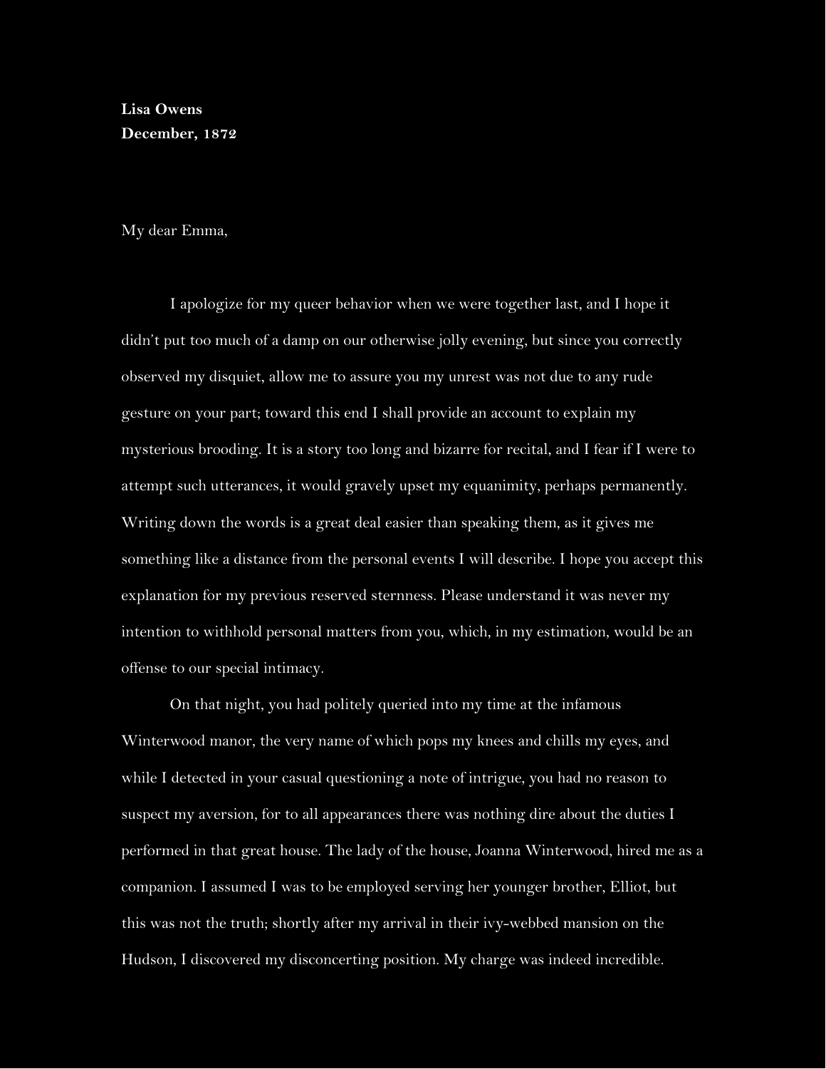**Lisa Owens**
**December, 1872**

My dear Emma,

I apologize for my queer behavior when we were together last, and I hope it didn't put too much of a damp on our otherwise jolly evening, but since you correctly observed my disquiet, allow me to assure you my unrest was not due to any rude gesture on your part; toward this end I shall provide an account to explain my mysterious brooding. It is a story too long and bizarre for recital, and I fear if I were to attempt such utterances, it would gravely upset my equanimity, perhaps permanently. Writing down the words is a great deal easier than speaking them, as it gives me something like a distance from the personal events I will describe. I hope you accept this explanation for my previous reserved sternness. Please understand it was never my intention to withhold personal matters from you, which, in my estimation, would be an offense to our special intimacy.

On that night, you had politely queried into my time at the infamous Winterwood manor, the very name of which pops my knees and chills my eyes, and while I detected in your casual questioning a note of intrigue, you had no reason to suspect my aversion, for to all appearances there was nothing dire about the duties I performed in that great house. The lady of the house, Joanna Winterwood, hired me as a companion. I assumed I was to be employed serving her younger brother, Elliot, but this was not the truth; shortly after my arrival in their ivy-webbed mansion on the Hudson, I discovered my disconcerting position. My charge was indeed incredible.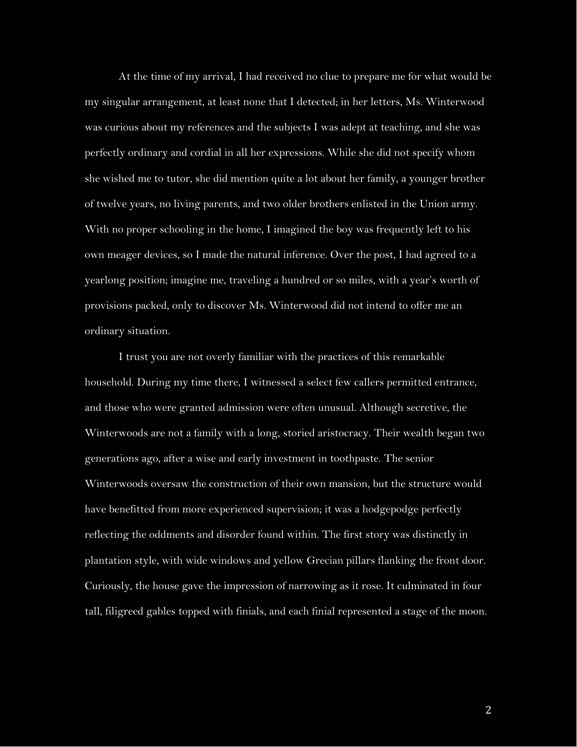At the time of my arrival, I had received no clue to prepare me for what would be my singular arrangement, at least none that I detected; in her letters, Ms. Winterwood was curious about my references and the subjects I was adept at teaching, and she was perfectly ordinary and cordial in all her expressions. While she did not specify whom she wished me to tutor, she did mention quite a lot about her family, a younger brother of twelve years, no living parents, and two older brothers enlisted in the Union army. With no proper schooling in the home, I imagined the boy was frequently left to his own meager devices, so I made the natural inference. Over the post, I had agreed to a yearlong position; imagine me, traveling a hundred or so miles, with a year's worth of provisions packed, only to discover Ms. Winterwood did not intend to offer me an ordinary situation.

I trust you are not overly familiar with the practices of this remarkable household. During my time there, I witnessed a select few callers permitted entrance, and those who were granted admission were often unusual. Although secretive, the Winterwoods are not a family with a long, storied aristocracy. Their wealth began two generations ago, after a wise and early investment in toothpaste. The senior Winterwoods oversaw the construction of their own mansion, but the structure would have benefitted from more experienced supervision; it was a hodgepodge perfectly reflecting the oddments and disorder found within. The first story was distinctly in plantation style, with wide windows and yellow Grecian pillars flanking the front door. Curiously, the house gave the impression of narrowing as it rose. It culminated in four tall, filigreed gables topped with finials, and each finial represented a stage of the moon.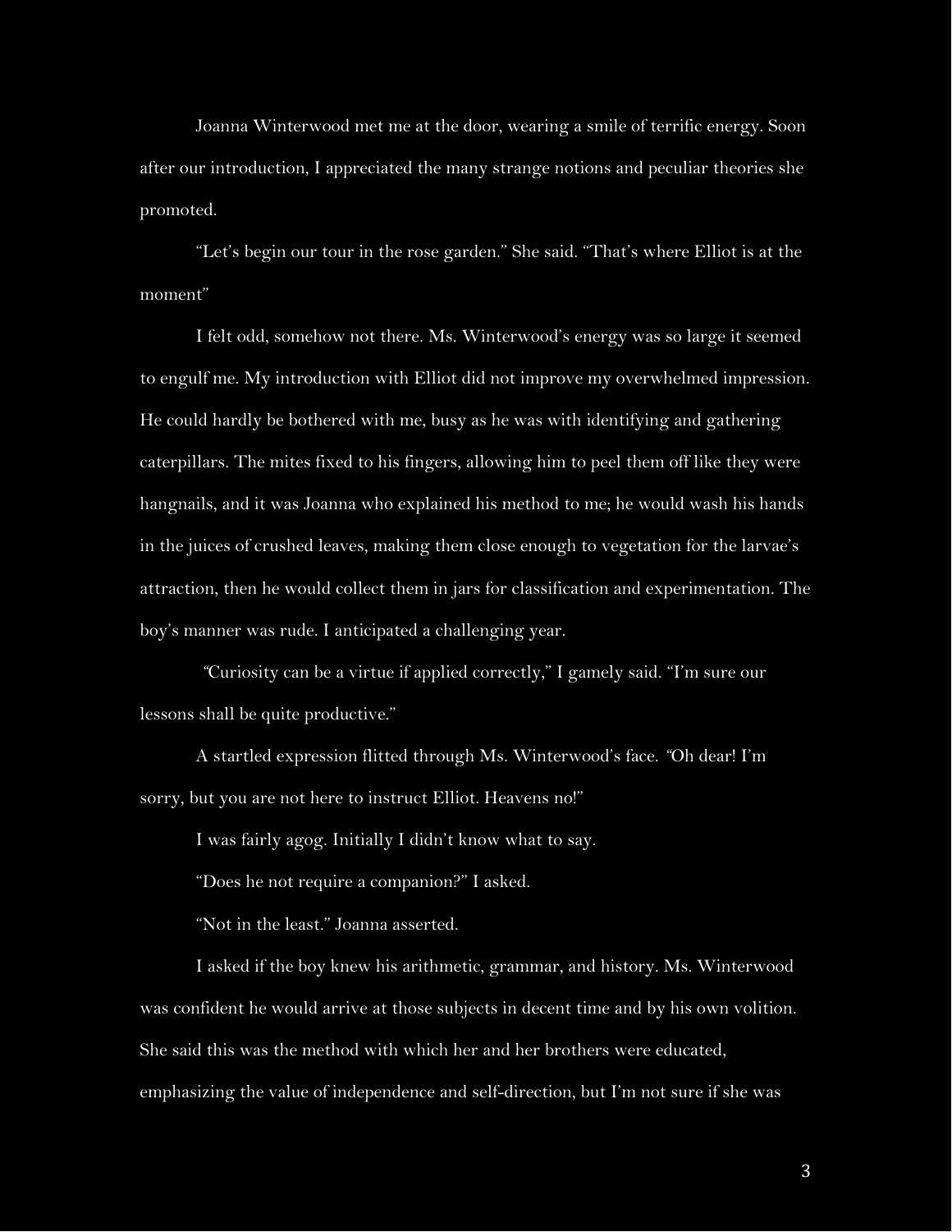Joanna Winterwood met me at the door, wearing a smile of terrific energy. Soon after our introduction, I appreciated the many strange notions and peculiar theories she promoted.

"Let's begin our tour in the rose garden." She said. "That's where Elliot is at the moment"

I felt odd, somehow not there. Ms. Winterwood's energy was so large it seemed to engulf me. My introduction with Elliot did not improve my overwhelmed impression. He could hardly be bothered with me, busy as he was with identifying and gathering caterpillars. The mites fixed to his fingers, allowing him to peel them off like they were hangnails, and it was Joanna who explained his method to me; he would wash his hands in the juices of crushed leaves, making them close enough to vegetation for the larvae's attraction, then he would collect them in jars for classification and experimentation. The boy's manner was rude. I anticipated a challenging year.

"Curiosity can be a virtue if applied correctly," I gamely said. "I'm sure our lessons shall be quite productive."

A startled expression flitted through Ms. Winterwood's face. "Oh dear! I'm sorry, but you are not here to instruct Elliot. Heavens no!"

I was fairly agog. Initially I didn't know what to say.

"Does he not require a companion?" I asked.

"Not in the least." Joanna asserted.

I asked if the boy knew his arithmetic, grammar, and history. Ms. Winterwood was confident he would arrive at those subjects in decent time and by his own volition. She said this was the method with which her and her brothers were educated, emphasizing the value of independence and self-direction, but I'm not sure if she was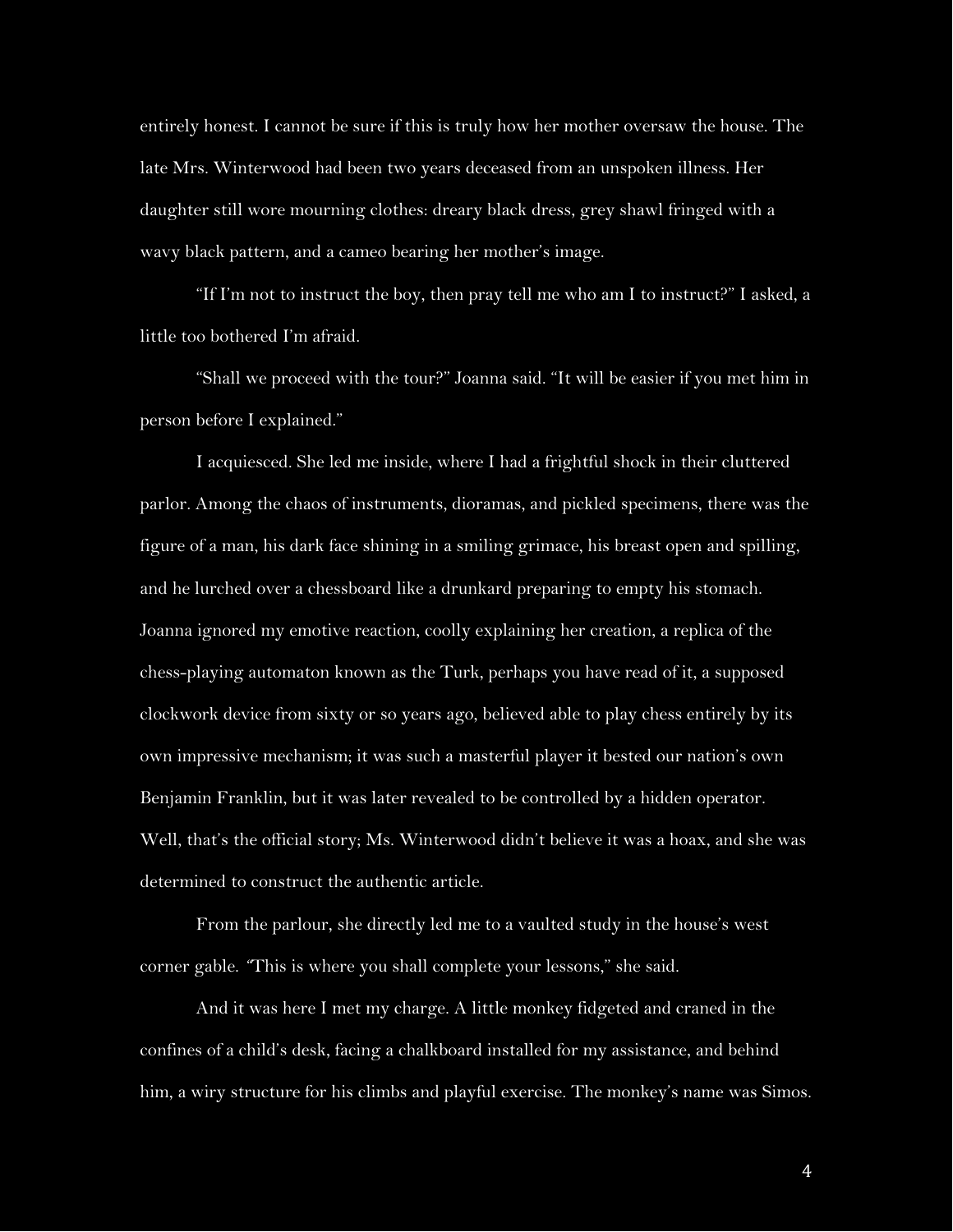entirely honest. I cannot be sure if this is truly how her mother oversaw the house. The late Mrs. Winterwood had been two years deceased from an unspoken illness. Her daughter still wore mourning clothes: dreary black dress, grey shawl fringed with a wavy black pattern, and a cameo bearing her mother's image.

"If I'm not to instruct the boy, then pray tell me who am I to instruct?" I asked, a little too bothered I'm afraid.

"Shall we proceed with the tour?" Joanna said. "It will be easier if you met him in person before I explained."

I acquiesced. She led me inside, where I had a frightful shock in their cluttered parlor. Among the chaos of instruments, dioramas, and pickled specimens, there was the figure of a man, his dark face shining in a smiling grimace, his breast open and spilling, and he lurched over a chessboard like a drunkard preparing to empty his stomach. Joanna ignored my emotive reaction, coolly explaining her creation, a replica of the chess-playing automaton known as the Turk, perhaps you have read of it, a supposed clockwork device from sixty or so years ago, believed able to play chess entirely by its own impressive mechanism; it was such a masterful player it bested our nation's own Benjamin Franklin, but it was later revealed to be controlled by a hidden operator. Well, that's the official story; Ms. Winterwood didn't believe it was a hoax, and she was determined to construct the authentic article.

From the parlour, she directly led me to a vaulted study in the house's west corner gable. "This is where you shall complete your lessons," she said.

And it was here I met my charge. A little monkey fidgeted and craned in the confines of a child's desk, facing a chalkboard installed for my assistance, and behind him, a wiry structure for his climbs and playful exercise. The monkey's name was Simos.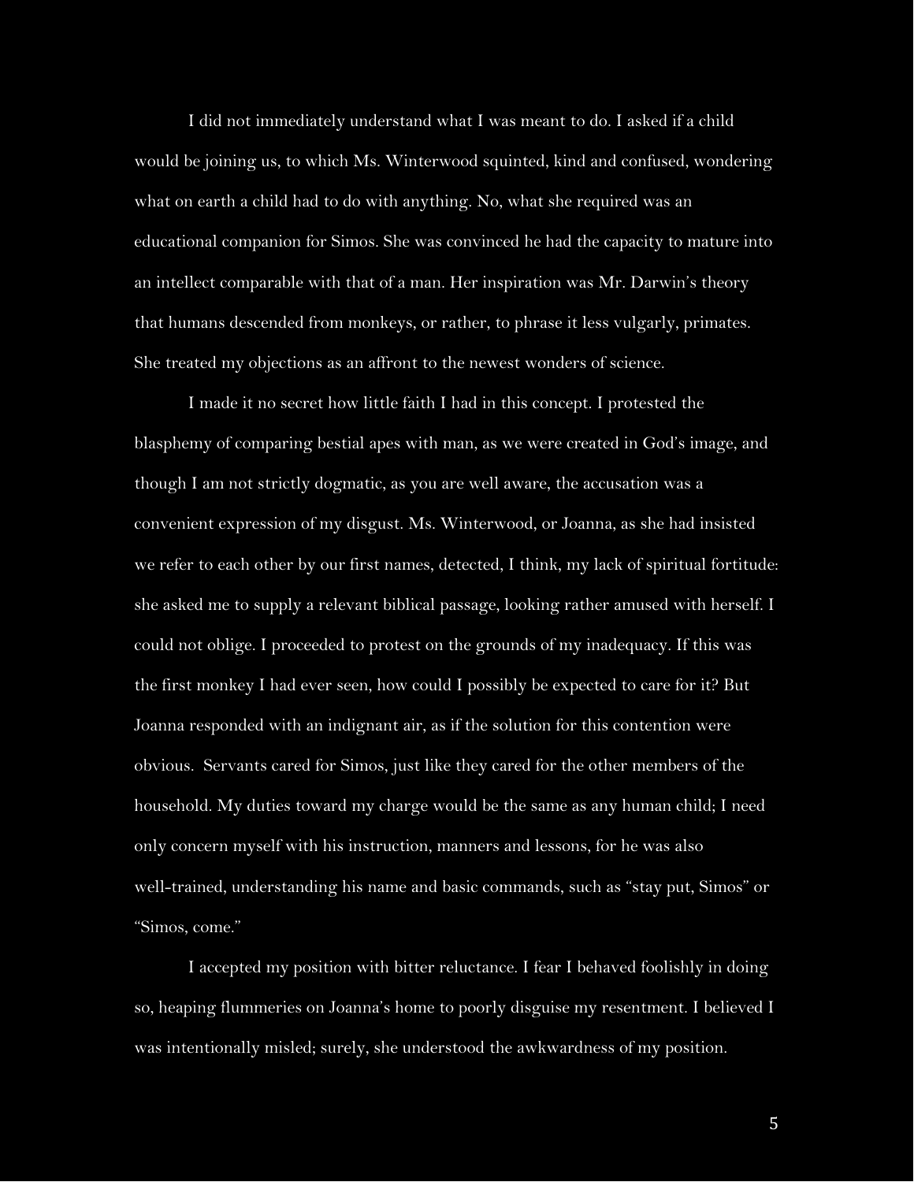I did not immediately understand what I was meant to do. I asked if a child would be joining us, to which Ms. Winterwood squinted, kind and confused, wondering what on earth a child had to do with anything. No, what she required was an educational companion for Simos. She was convinced he had the capacity to mature into an intellect comparable with that of a man. Her inspiration was Mr. Darwin's theory that humans descended from monkeys, or rather, to phrase it less vulgarly, primates. She treated my objections as an affront to the newest wonders of science.

I made it no secret how little faith I had in this concept. I protested the blasphemy of comparing bestial apes with man, as we were created in God's image, and though I am not strictly dogmatic, as you are well aware, the accusation was a convenient expression of my disgust. Ms. Winterwood, or Joanna, as she had insisted we refer to each other by our first names, detected, I think, my lack of spiritual fortitude: she asked me to supply a relevant biblical passage, looking rather amused with herself. I could not oblige. I proceeded to protest on the grounds of my inadequacy. If this was the first monkey I had ever seen, how could I possibly be expected to care for it? But Joanna responded with an indignant air, as if the solution for this contention were obvious. Servants cared for Simos, just like they cared for the other members of the household. My duties toward my charge would be the same as any human child; I need only concern myself with his instruction, manners and lessons, for he was also well-trained, understanding his name and basic commands, such as "stay put, Simos" or "Simos, come."

I accepted my position with bitter reluctance. I fear I behaved foolishly in doing so, heaping flummeries on Joanna's home to poorly disguise my resentment. I believed I was intentionally misled; surely, she understood the awkwardness of my position.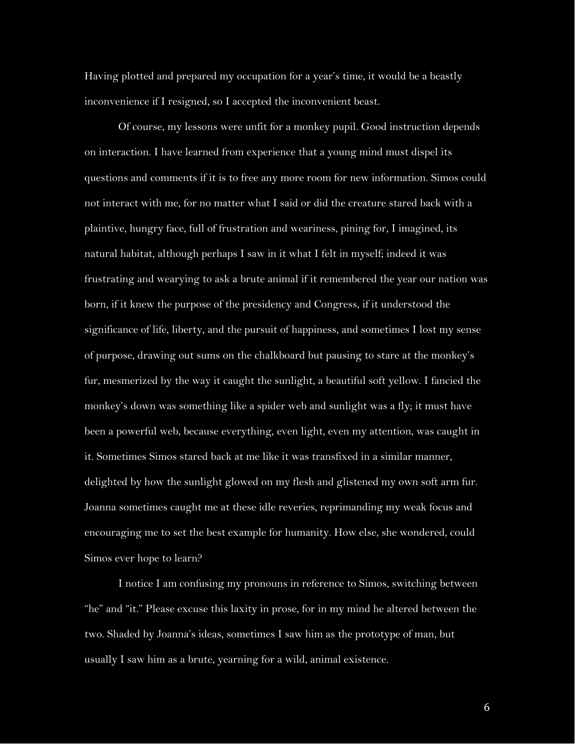Having plotted and prepared my occupation for a year's time, it would be a beastly inconvenience if I resigned, so I accepted the inconvenient beast.

Of course, my lessons were unfit for a monkey pupil. Good instruction depends on interaction. I have learned from experience that a young mind must dispel its questions and comments if it is to free any more room for new information. Simos could not interact with me, for no matter what I said or did the creature stared back with a plaintive, hungry face, full of frustration and weariness, pining for, I imagined, its natural habitat, although perhaps I saw in it what I felt in myself; indeed it was frustrating and wearying to ask a brute animal if it remembered the year our nation was born, if it knew the purpose of the presidency and Congress, if it understood the significance of life, liberty, and the pursuit of happiness, and sometimes I lost my sense of purpose, drawing out sums on the chalkboard but pausing to stare at the monkey's fur, mesmerized by the way it caught the sunlight, a beautiful soft yellow. I fancied the monkey's down was something like a spider web and sunlight was a fly; it must have been a powerful web, because everything, even light, even my attention, was caught in it. Sometimes Simos stared back at me like it was transfixed in a similar manner, delighted by how the sunlight glowed on my flesh and glistened my own soft arm fur. Joanna sometimes caught me at these idle reveries, reprimanding my weak focus and encouraging me to set the best example for humanity. How else, she wondered, could Simos ever hope to learn?

I notice I am confusing my pronouns in reference to Simos, switching between "he" and "it." Please excuse this laxity in prose, for in my mind he altered between the two. Shaded by Joanna's ideas, sometimes I saw him as the prototype of man, but usually I saw him as a brute, yearning for a wild, animal existence.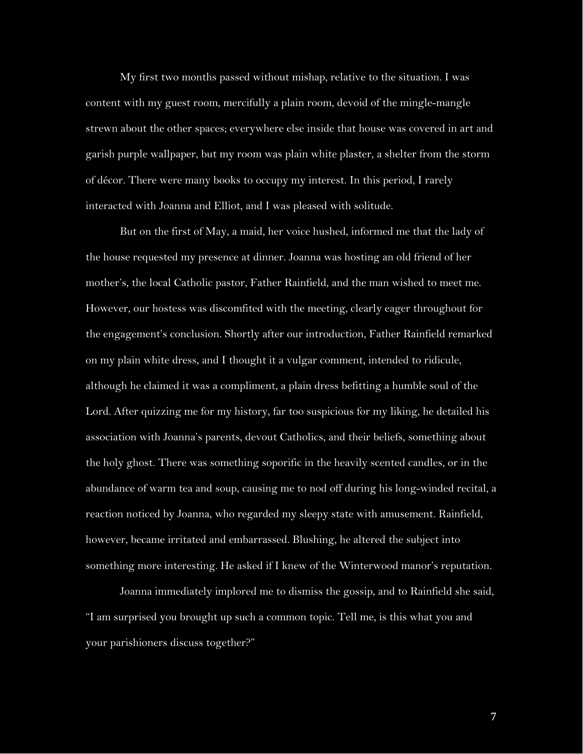My first two months passed without mishap, relative to the situation. I was content with my guest room, mercifully a plain room, devoid of the mingle-mangle strewn about the other spaces; everywhere else inside that house was covered in art and garish purple wallpaper, but my room was plain white plaster, a shelter from the storm of décor. There were many books to occupy my interest. In this period, I rarely interacted with Joanna and Elliot, and I was pleased with solitude.

But on the first of May, a maid, her voice hushed, informed me that the lady of the house requested my presence at dinner. Joanna was hosting an old friend of her mother's, the local Catholic pastor, Father Rainfield, and the man wished to meet me. However, our hostess was discomfited with the meeting, clearly eager throughout for the engagement's conclusion. Shortly after our introduction, Father Rainfield remarked on my plain white dress, and I thought it a vulgar comment, intended to ridicule, although he claimed it was a compliment, a plain dress befitting a humble soul of the Lord. After quizzing me for my history, far too suspicious for my liking, he detailed his association with Joanna's parents, devout Catholics, and their beliefs, something about the holy ghost. There was something soporific in the heavily scented candles, or in the abundance of warm tea and soup, causing me to nod off during his long-winded recital, a reaction noticed by Joanna, who regarded my sleepy state with amusement. Rainfield, however, became irritated and embarrassed. Blushing, he altered the subject into something more interesting. He asked if I knew of the Winterwood manor's reputation.

Joanna immediately implored me to dismiss the gossip, and to Rainfield she said, "I am surprised you brought up such a common topic. Tell me, is this what you and your parishioners discuss together?"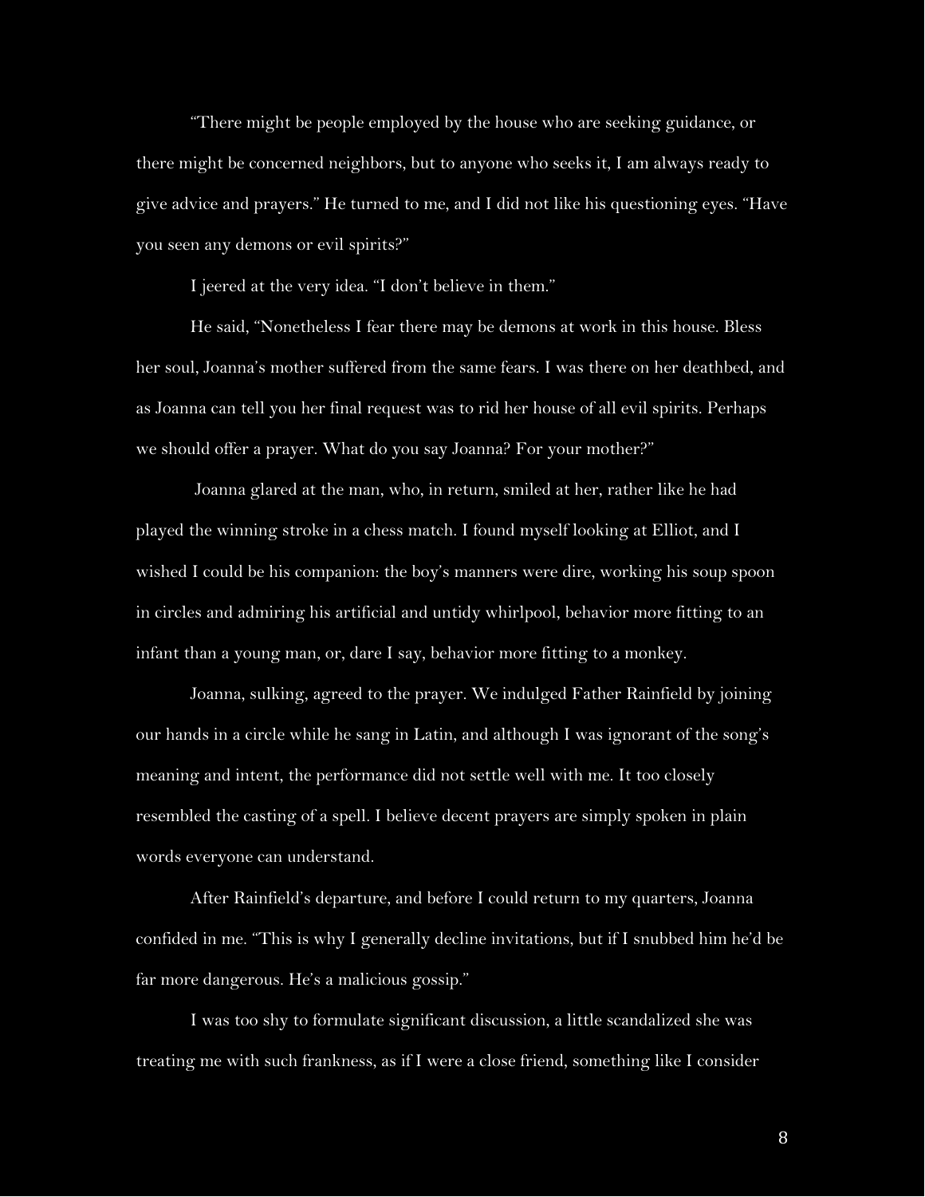"There might be people employed by the house who are seeking guidance, or there might be concerned neighbors, but to anyone who seeks it, I am always ready to give advice and prayers." He turned to me, and I did not like his questioning eyes. "Have you seen any demons or evil spirits?"

I jeered at the very idea. "I don't believe in them."

He said, "Nonetheless I fear there may be demons at work in this house. Bless her soul, Joanna's mother suffered from the same fears. I was there on her deathbed, and as Joanna can tell you her final request was to rid her house of all evil spirits. Perhaps we should offer a prayer. What do you say Joanna? For your mother?"

Joanna glared at the man, who, in return, smiled at her, rather like he had played the winning stroke in a chess match. I found myself looking at Elliot, and I wished I could be his companion: the boy's manners were dire, working his soup spoon in circles and admiring his artificial and untidy whirlpool, behavior more fitting to an infant than a young man, or, dare I say, behavior more fitting to a monkey.

Joanna, sulking, agreed to the prayer. We indulged Father Rainfield by joining our hands in a circle while he sang in Latin, and although I was ignorant of the song's meaning and intent, the performance did not settle well with me. It too closely resembled the casting of a spell. I believe decent prayers are simply spoken in plain words everyone can understand.

After Rainfield's departure, and before I could return to my quarters, Joanna confided in me. "This is why I generally decline invitations, but if I snubbed him he'd be far more dangerous. He's a malicious gossip."

I was too shy to formulate significant discussion, a little scandalized she was treating me with such frankness, as if I were a close friend, something like I consider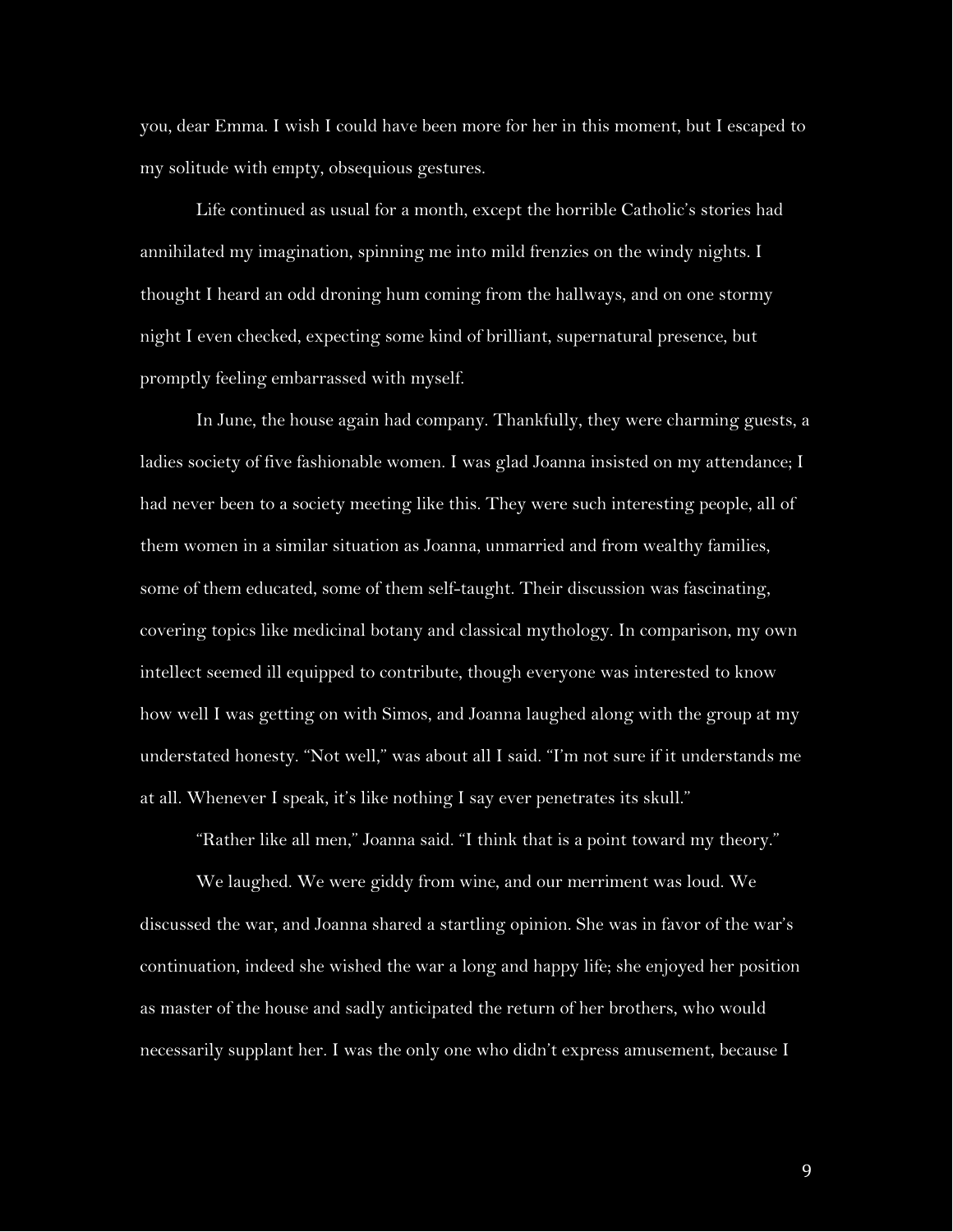you, dear Emma. I wish I could have been more for her in this moment, but I escaped to my solitude with empty, obsequious gestures.

Life continued as usual for a month, except the horrible Catholic's stories had annihilated my imagination, spinning me into mild frenzies on the windy nights. I thought I heard an odd droning hum coming from the hallways, and on one stormy night I even checked, expecting some kind of brilliant, supernatural presence, but promptly feeling embarrassed with myself.

In June, the house again had company. Thankfully, they were charming guests, a ladies society of five fashionable women. I was glad Joanna insisted on my attendance; I had never been to a society meeting like this. They were such interesting people, all of them women in a similar situation as Joanna, unmarried and from wealthy families, some of them educated, some of them self-taught. Their discussion was fascinating, covering topics like medicinal botany and classical mythology. In comparison, my own intellect seemed ill equipped to contribute, though everyone was interested to know how well I was getting on with Simos, and Joanna laughed along with the group at my understated honesty. "Not well," was about all I said. "I'm not sure if it understands me at all. Whenever I speak, it's like nothing I say ever penetrates its skull."

"Rather like all men," Joanna said. "I think that is a point toward my theory."

We laughed. We were giddy from wine, and our merriment was loud. We discussed the war, and Joanna shared a startling opinion. She was in favor of the war's continuation, indeed she wished the war a long and happy life; she enjoyed her position as master of the house and sadly anticipated the return of her brothers, who would necessarily supplant her. I was the only one who didn't express amusement, because I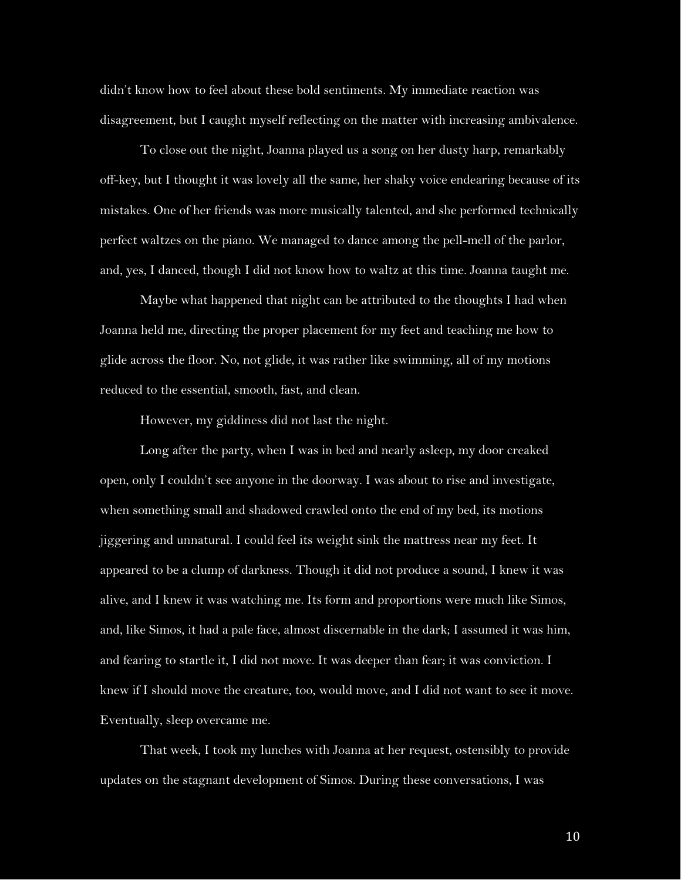didn't know how to feel about these bold sentiments. My immediate reaction was disagreement, but I caught myself reflecting on the matter with increasing ambivalence.

To close out the night, Joanna played us a song on her dusty harp, remarkably off-key, but I thought it was lovely all the same, her shaky voice endearing because of its mistakes. One of her friends was more musically talented, and she performed technically perfect waltzes on the piano. We managed to dance among the pell-mell of the parlor, and, yes, I danced, though I did not know how to waltz at this time. Joanna taught me.

Maybe what happened that night can be attributed to the thoughts I had when Joanna held me, directing the proper placement for my feet and teaching me how to glide across the floor. No, not glide, it was rather like swimming, all of my motions reduced to the essential, smooth, fast, and clean.

However, my giddiness did not last the night.

Long after the party, when I was in bed and nearly asleep, my door creaked open, only I couldn't see anyone in the doorway. I was about to rise and investigate, when something small and shadowed crawled onto the end of my bed, its motions jiggering and unnatural. I could feel its weight sink the mattress near my feet. It appeared to be a clump of darkness. Though it did not produce a sound, I knew it was alive, and I knew it was watching me. Its form and proportions were much like Simos, and, like Simos, it had a pale face, almost discernable in the dark; I assumed it was him, and fearing to startle it, I did not move. It was deeper than fear; it was conviction. I knew if I should move the creature, too, would move, and I did not want to see it move. Eventually, sleep overcame me.

That week, I took my lunches with Joanna at her request, ostensibly to provide updates on the stagnant development of Simos. During these conversations, I was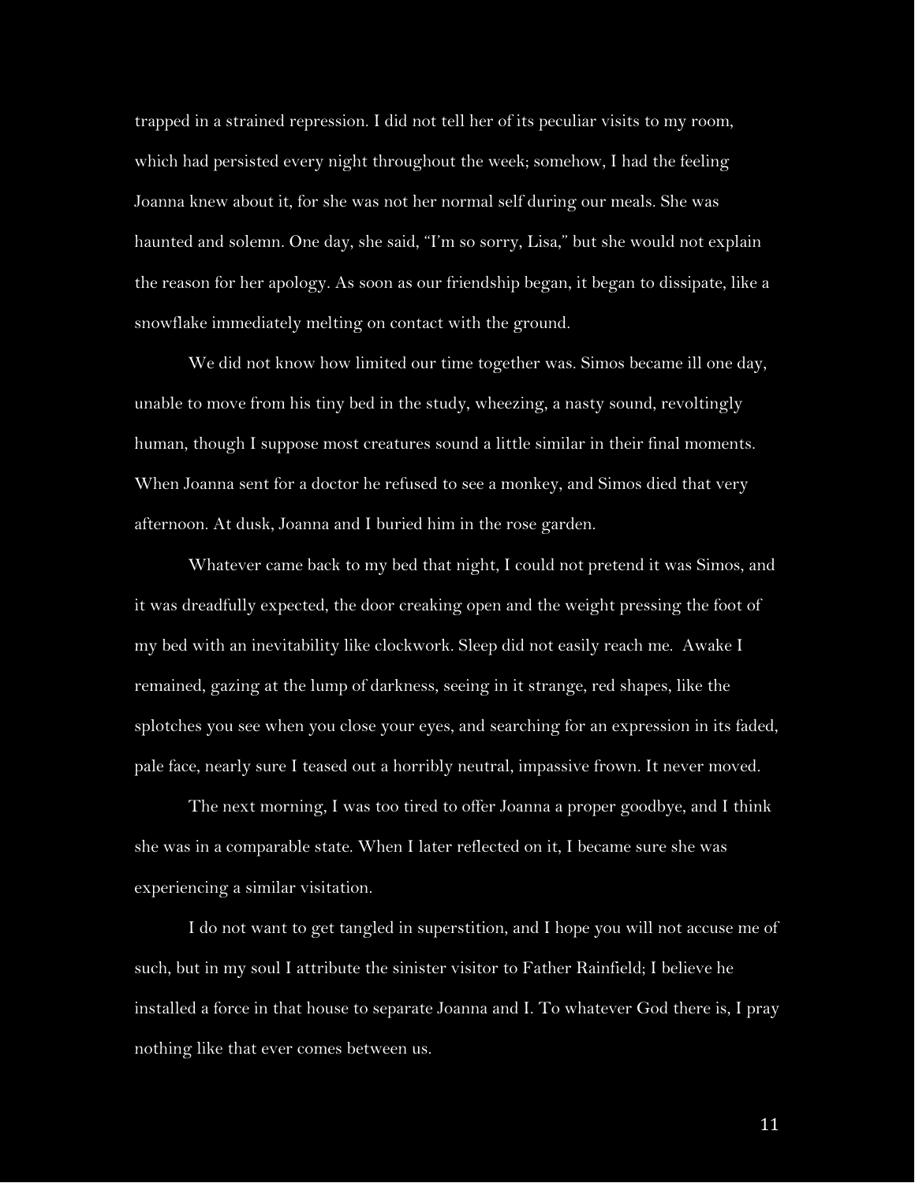trapped in a strained repression. I did not tell her of its peculiar visits to my room, which had persisted every night throughout the week; somehow, I had the feeling Joanna knew about it, for she was not her normal self during our meals. She was haunted and solemn. One day, she said, "I'm so sorry, Lisa," but she would not explain the reason for her apology. As soon as our friendship began, it began to dissipate, like a snowflake immediately melting on contact with the ground.

We did not know how limited our time together was. Simos became ill one day, unable to move from his tiny bed in the study, wheezing, a nasty sound, revoltingly human, though I suppose most creatures sound a little similar in their final moments. When Joanna sent for a doctor he refused to see a monkey, and Simos died that very afternoon. At dusk, Joanna and I buried him in the rose garden.

Whatever came back to my bed that night, I could not pretend it was Simos, and it was dreadfully expected, the door creaking open and the weight pressing the foot of my bed with an inevitability like clockwork. Sleep did not easily reach me. Awake I remained, gazing at the lump of darkness, seeing in it strange, red shapes, like the splotches you see when you close your eyes, and searching for an expression in its faded, pale face, nearly sure I teased out a horribly neutral, impassive frown. It never moved.

The next morning, I was too tired to offer Joanna a proper goodbye, and I think she was in a comparable state. When I later reflected on it, I became sure she was experiencing a similar visitation.

I do not want to get tangled in superstition, and I hope you will not accuse me of such, but in my soul I attribute the sinister visitor to Father Rainfield; I believe he installed a force in that house to separate Joanna and I. To whatever God there is, I pray nothing like that ever comes between us.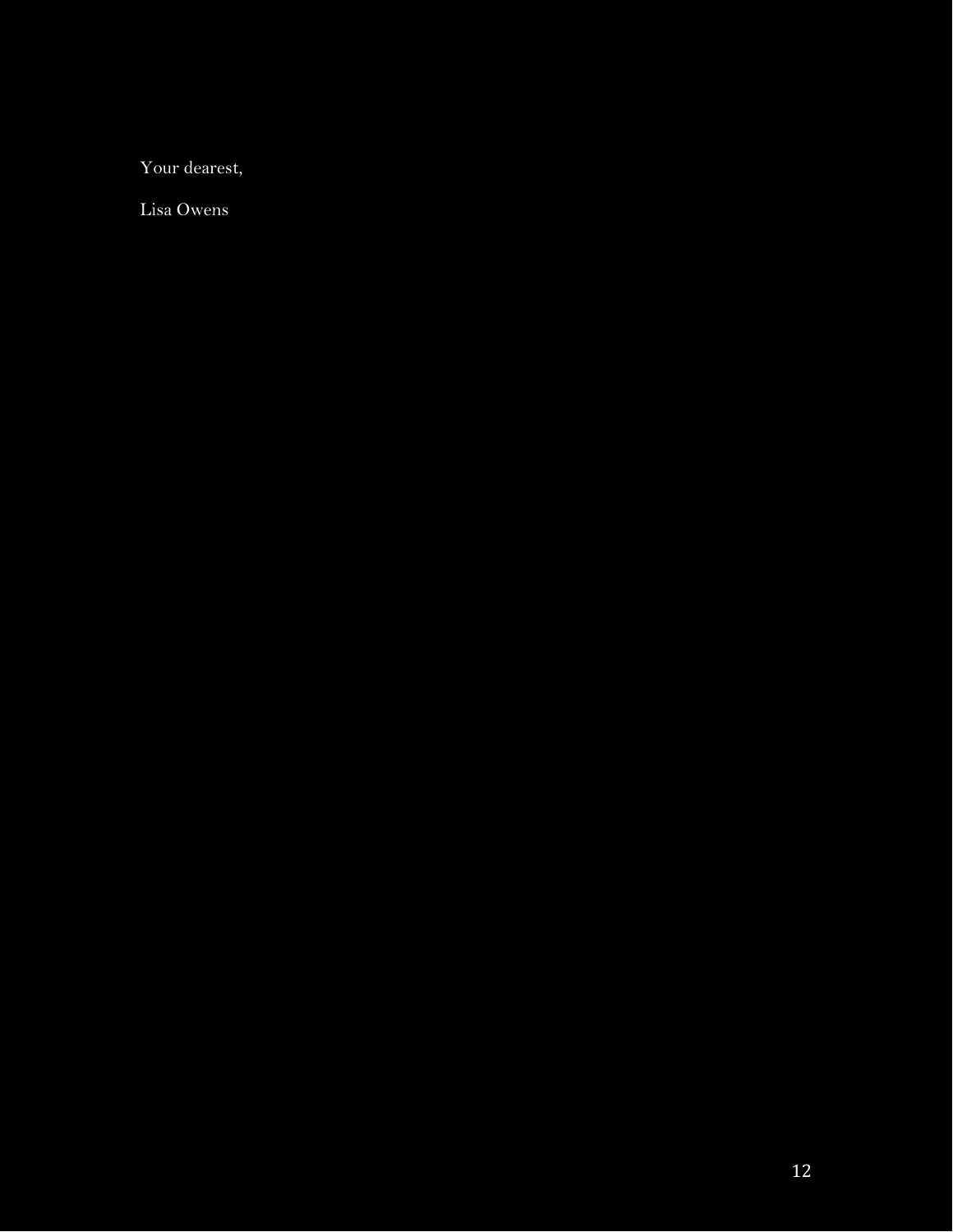Your dearest,

Lisa Owens